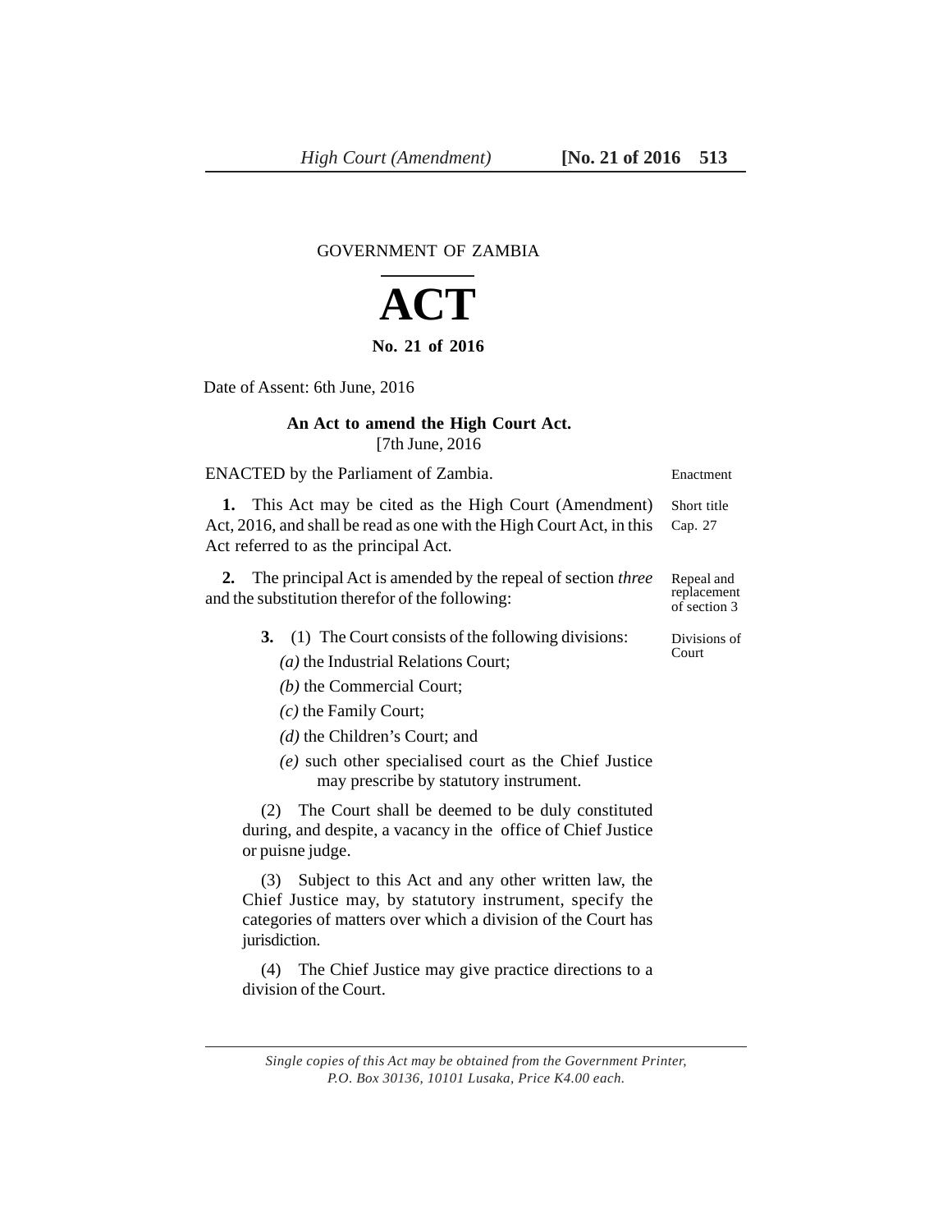GOVERNMENT OF ZAMBIA

# ACT

**No. 21 of 2016**

Date of Assent: 6th June, 2016

**An Act to amend the High Court Act.**

[7th June, 2016

ENACTED by the Parliament of Zambia. — Enactment

**1.** This Act may be cited as the High Court (Amendment) Act, 2016, and shall be read as one with the High Court Act, in this Act referred to as the principal Act. — Short title Cap. 27

**2.** The principal Act is amended by the repeal of section *three* and the substitution therefor of the following: — Repeal and replacement of section 3

> **3.** (1) The Court consists of the following divisions: — Divisions of Court
>
> *(a)* the Industrial Relations Court;
>
> *(b)* the Commercial Court;
>
> *(c)* the Family Court;
>
> *(d)* the Children's Court; and
>
> *(e)* such other specialised court as the Chief Justice may prescribe by statutory instrument.
>
> (2) The Court shall be deemed to be duly constituted during, and despite, a vacancy in the office of Chief Justice or puisne judge.
>
> (3) Subject to this Act and any other written law, the Chief Justice may, by statutory instrument, specify the categories of matters over which a division of the Court has jurisdiction.
>
> (4) The Chief Justice may give practice directions to a division of the Court.

*Single copies of this Act may be obtained from the Government Printer, P.O. Box 30136, 10101 Lusaka, Price K4.00 each.*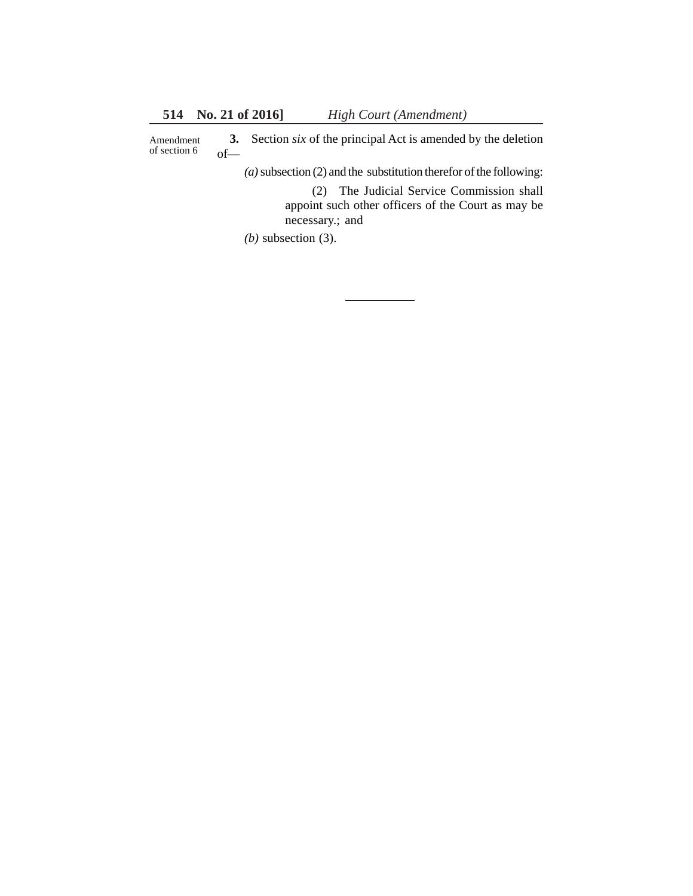Amendment of section 6

**3.** Section *six* of the principal Act is amended by the deletion of—

*(a)* subsection (2) and the substitution therefor of the following:

> (2) The Judicial Service Commission shall appoint such other officers of the Court as may be necessary.; and

*(b)* subsection (3).